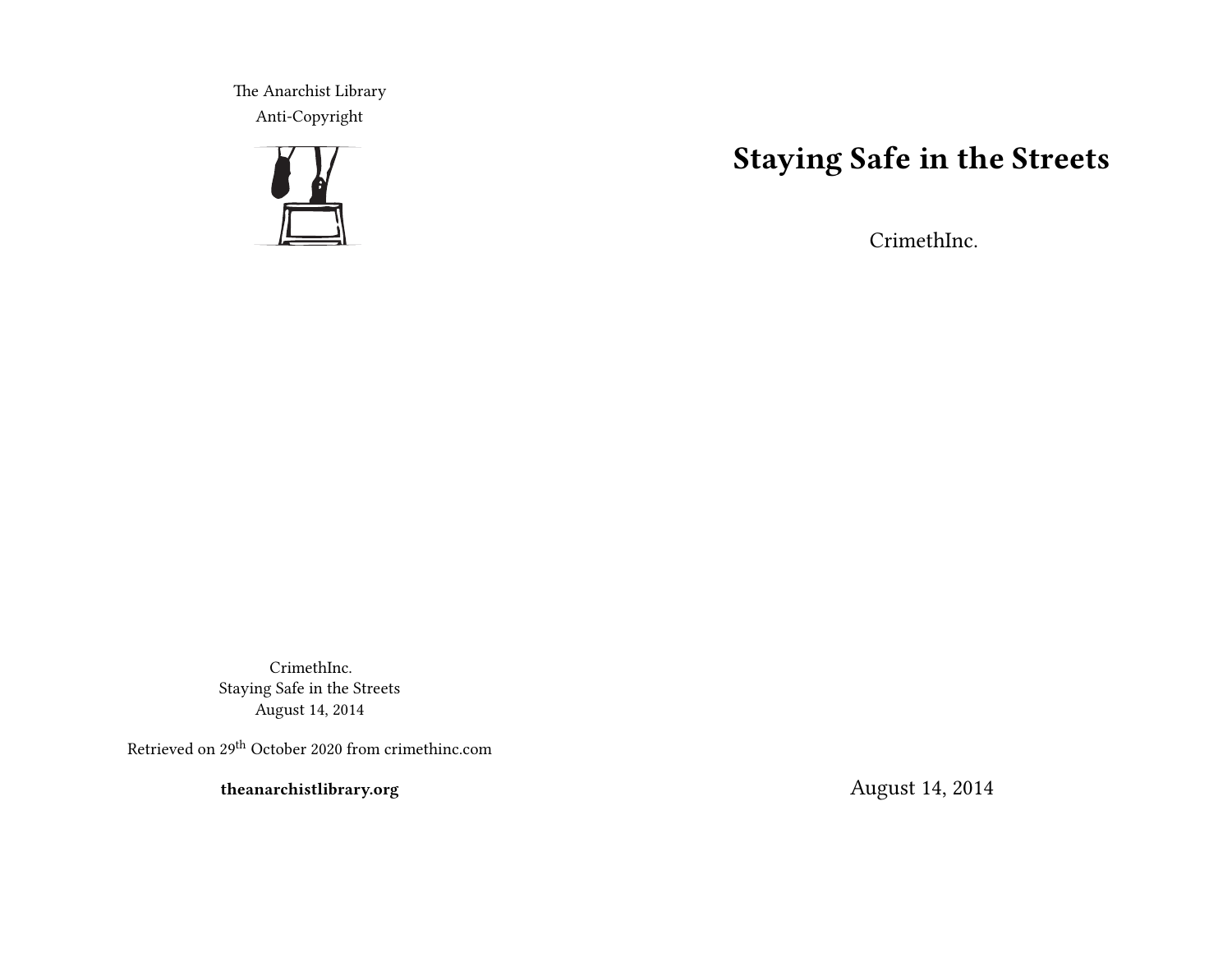The Anarchist Library
Anti-Copyright

CrimethInc.
Staying Safe in the Streets
August 14, 2014

Retrieved on 29th October 2020 from crimethinc.com

**theanarchistlibrary.org**

# Staying Safe in the Streets

CrimethInc.

August 14, 2014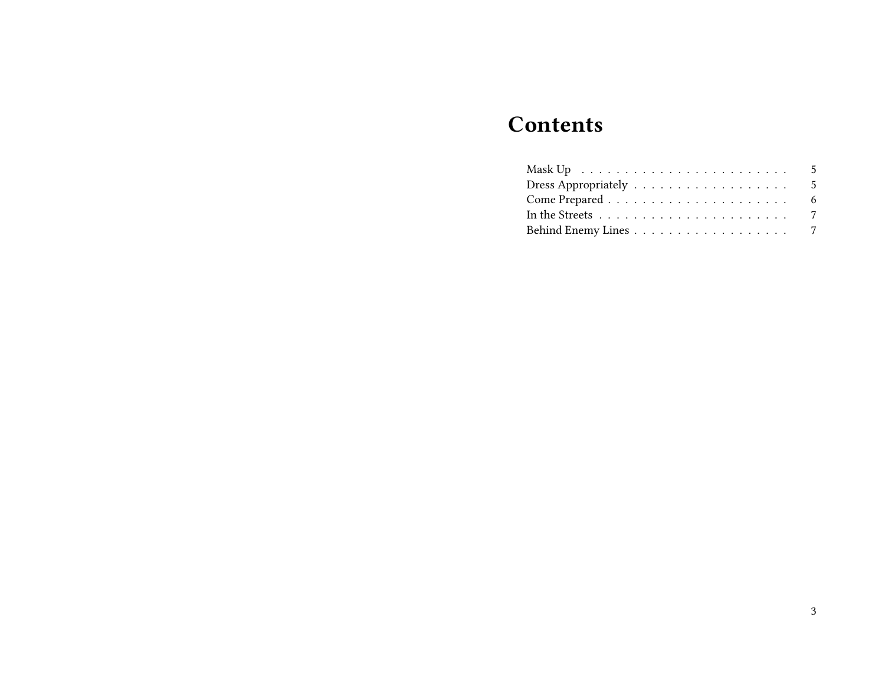# Contents

- Mask Up . . . . . . . . . . . . . . . . . . . . . . . . 5
- Dress Appropriately . . . . . . . . . . . . . . . . . . 5
- Come Prepared . . . . . . . . . . . . . . . . . . . . . 6
- In the Streets . . . . . . . . . . . . . . . . . . . . . 7
- Behind Enemy Lines . . . . . . . . . . . . . . . . . . 7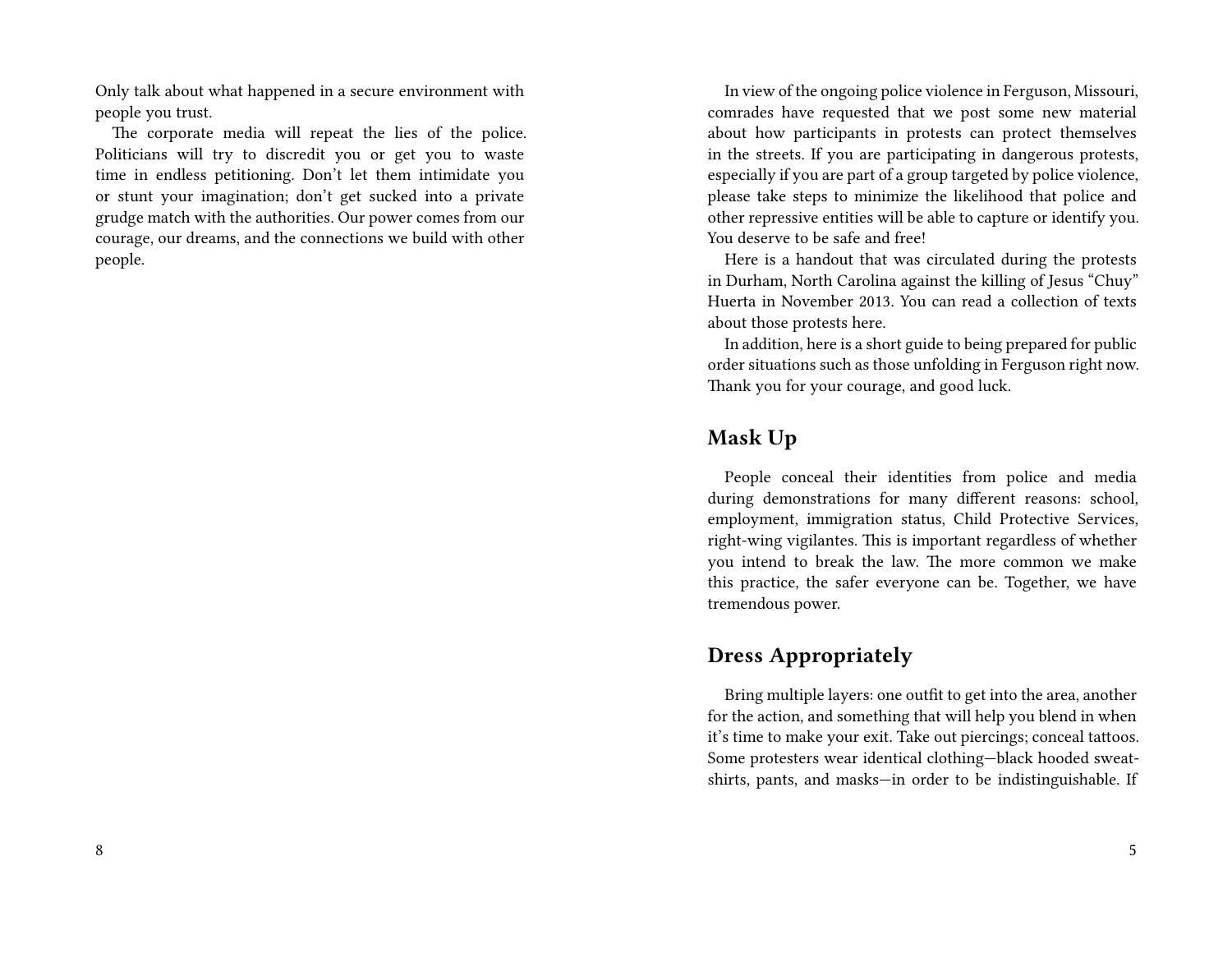Only talk about what happened in a secure environment with people you trust.

The corporate media will repeat the lies of the police. Politicians will try to discredit you or get you to waste time in endless petitioning. Don't let them intimidate you or stunt your imagination; don't get sucked into a private grudge match with the authorities. Our power comes from our courage, our dreams, and the connections we build with other people.

In view of the ongoing police violence in Ferguson, Missouri, comrades have requested that we post some new material about how participants in protests can protect themselves in the streets. If you are participating in dangerous protests, especially if you are part of a group targeted by police violence, please take steps to minimize the likelihood that police and other repressive entities will be able to capture or identify you. You deserve to be safe and free!

Here is a handout that was circulated during the protests in Durham, North Carolina against the killing of Jesus "Chuy" Huerta in November 2013. You can read a collection of texts about those protests here.

In addition, here is a short guide to being prepared for public order situations such as those unfolding in Ferguson right now. Thank you for your courage, and good luck.

## Mask Up

People conceal their identities from police and media during demonstrations for many different reasons: school, employment, immigration status, Child Protective Services, right-wing vigilantes. This is important regardless of whether you intend to break the law. The more common we make this practice, the safer everyone can be. Together, we have tremendous power.

## Dress Appropriately

Bring multiple layers: one outfit to get into the area, another for the action, and something that will help you blend in when it's time to make your exit. Take out piercings; conceal tattoos. Some protesters wear identical clothing—black hooded sweatshirts, pants, and masks—in order to be indistinguishable. If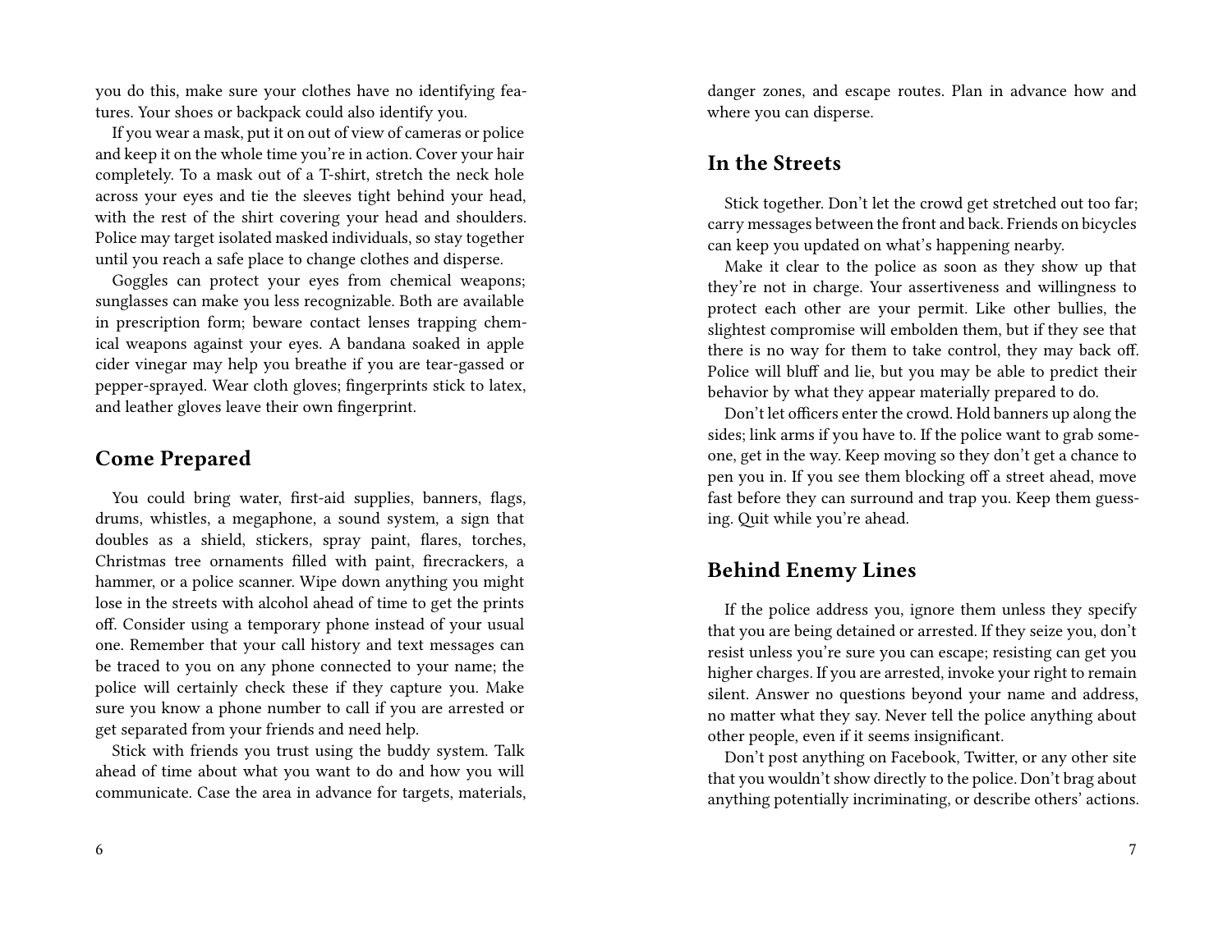you do this, make sure your clothes have no identifying features. Your shoes or backpack could also identify you.

If you wear a mask, put it on out of view of cameras or police and keep it on the whole time you're in action. Cover your hair completely. To a mask out of a T-shirt, stretch the neck hole across your eyes and tie the sleeves tight behind your head, with the rest of the shirt covering your head and shoulders. Police may target isolated masked individuals, so stay together until you reach a safe place to change clothes and disperse.

Goggles can protect your eyes from chemical weapons; sunglasses can make you less recognizable. Both are available in prescription form; beware contact lenses trapping chemical weapons against your eyes. A bandana soaked in apple cider vinegar may help you breathe if you are tear-gassed or pepper-sprayed. Wear cloth gloves; fingerprints stick to latex, and leather gloves leave their own fingerprint.

## Come Prepared

You could bring water, first-aid supplies, banners, flags, drums, whistles, a megaphone, a sound system, a sign that doubles as a shield, stickers, spray paint, flares, torches, Christmas tree ornaments filled with paint, firecrackers, a hammer, or a police scanner. Wipe down anything you might lose in the streets with alcohol ahead of time to get the prints off. Consider using a temporary phone instead of your usual one. Remember that your call history and text messages can be traced to you on any phone connected to your name; the police will certainly check these if they capture you. Make sure you know a phone number to call if you are arrested or get separated from your friends and need help.

Stick with friends you trust using the buddy system. Talk ahead of time about what you want to do and how you will communicate. Case the area in advance for targets, materials, danger zones, and escape routes. Plan in advance how and where you can disperse.

## In the Streets

Stick together. Don't let the crowd get stretched out too far; carry messages between the front and back. Friends on bicycles can keep you updated on what's happening nearby.

Make it clear to the police as soon as they show up that they're not in charge. Your assertiveness and willingness to protect each other are your permit. Like other bullies, the slightest compromise will embolden them, but if they see that there is no way for them to take control, they may back off. Police will bluff and lie, but you may be able to predict their behavior by what they appear materially prepared to do.

Don't let officers enter the crowd. Hold banners up along the sides; link arms if you have to. If the police want to grab someone, get in the way. Keep moving so they don't get a chance to pen you in. If you see them blocking off a street ahead, move fast before they can surround and trap you. Keep them guessing. Quit while you're ahead.

## Behind Enemy Lines

If the police address you, ignore them unless they specify that you are being detained or arrested. If they seize you, don't resist unless you're sure you can escape; resisting can get you higher charges. If you are arrested, invoke your right to remain silent. Answer no questions beyond your name and address, no matter what they say. Never tell the police anything about other people, even if it seems insignificant.

Don't post anything on Facebook, Twitter, or any other site that you wouldn't show directly to the police. Don't brag about anything potentially incriminating, or describe others' actions.